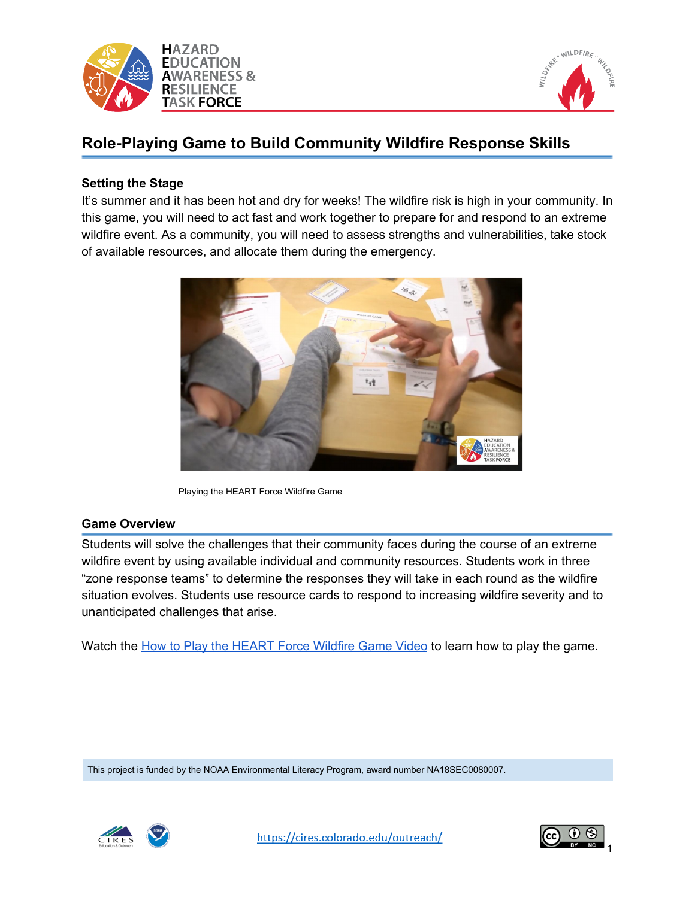# Role-Playing Game to Build Community Wildfire Response Skills

## Setting the Stage

It's summer and it has been hot and dry for weeks! The wildfire risk is high in your community. In this game, you will need to act fast and work together to prepare for and respond to an extreme wildfire event. As a community, you will need to assess strengths and vulnerabilities, take stock of available resources, and allocate them during the emergency.

Playing the HEART Force Wildfire Game

## Game Overview

Students will solve the challenges that their community faces during the course of an extreme wildfire event by using available individual and community resources. Students work in three "zone response teams" to determine the responses they will take in each round as the wildfire situation evolves. Students use resource cards to respond to increasing wildfire severity and to unanticipated challenges that arise.

Watch the How to Play the HEART Force Wildfire Game Video to learn how to play the game.

This project is funded by the NOAA Environmental Literacy Program, award number NA18SEC0080007.

https://cires.colorado.edu/outreach/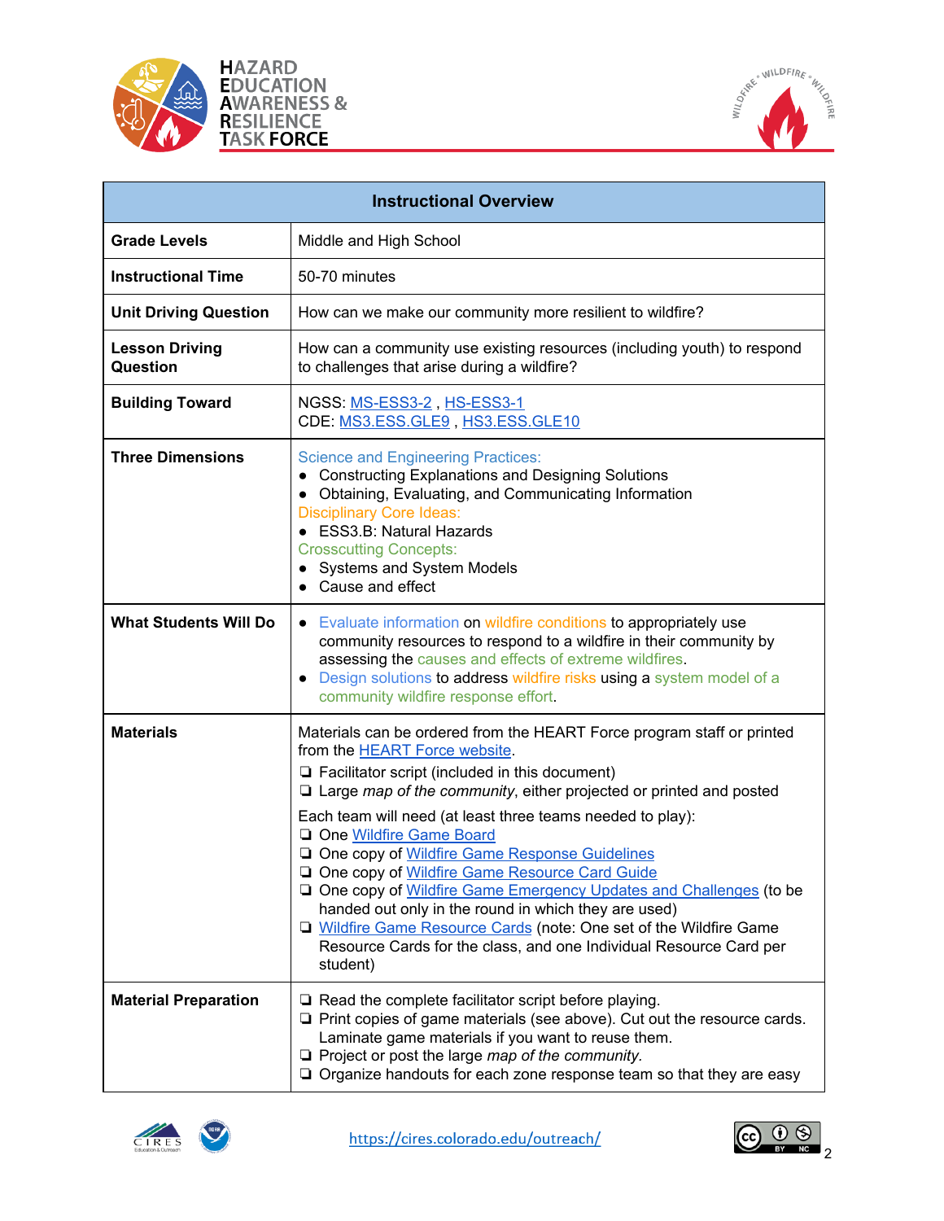| Instructional Overview | |
|---|---|
| **Grade Levels** | Middle and High School |
| **Instructional Time** | 50-70 minutes |
| **Unit Driving Question** | How can we make our community more resilient to wildfire? |
| **Lesson Driving Question** | How can a community use existing resources (including youth) to respond to challenges that arise during a wildfire? |
| **Building Toward** | NGSS: MS-ESS3-2 , HS-ESS3-1<br>CDE: MS3.ESS.GLE9 , HS3.ESS.GLE10 |
| **Three Dimensions** | Science and Engineering Practices:<br>● Constructing Explanations and Designing Solutions<br>● Obtaining, Evaluating, and Communicating Information<br>Disciplinary Core Ideas:<br>● ESS3.B: Natural Hazards<br>Crosscutting Concepts:<br>● Systems and System Models<br>● Cause and effect |
| **What Students Will Do** | ● Evaluate information on wildfire conditions to appropriately use community resources to respond to a wildfire in their community by assessing the causes and effects of extreme wildfires.<br>● Design solutions to address wildfire risks using a system model of a community wildfire response effort. |
| **Materials** | Materials can be ordered from the HEART Force program staff or printed from the HEART Force website.<br>❏ Facilitator script (included in this document)<br>❏ Large *map of the community*, either projected or printed and posted<br><br>Each team will need (at least three teams needed to play):<br>❏ One Wildfire Game Board<br>❏ One copy of Wildfire Game Response Guidelines<br>❏ One copy of Wildfire Game Resource Card Guide<br>❏ One copy of Wildfire Game Emergency Updates and Challenges (to be handed out only in the round in which they are used)<br>❏ Wildfire Game Resource Cards (note: One set of the Wildfire Game Resource Cards for the class, and one Individual Resource Card per student) |
| **Material Preparation** | ❏ Read the complete facilitator script before playing.<br>❏ Print copies of game materials (see above). Cut out the resource cards. Laminate game materials if you want to reuse them.<br>❏ Project or post the large *map of the community.*<br>❏ Organize handouts for each zone response team so that they are easy |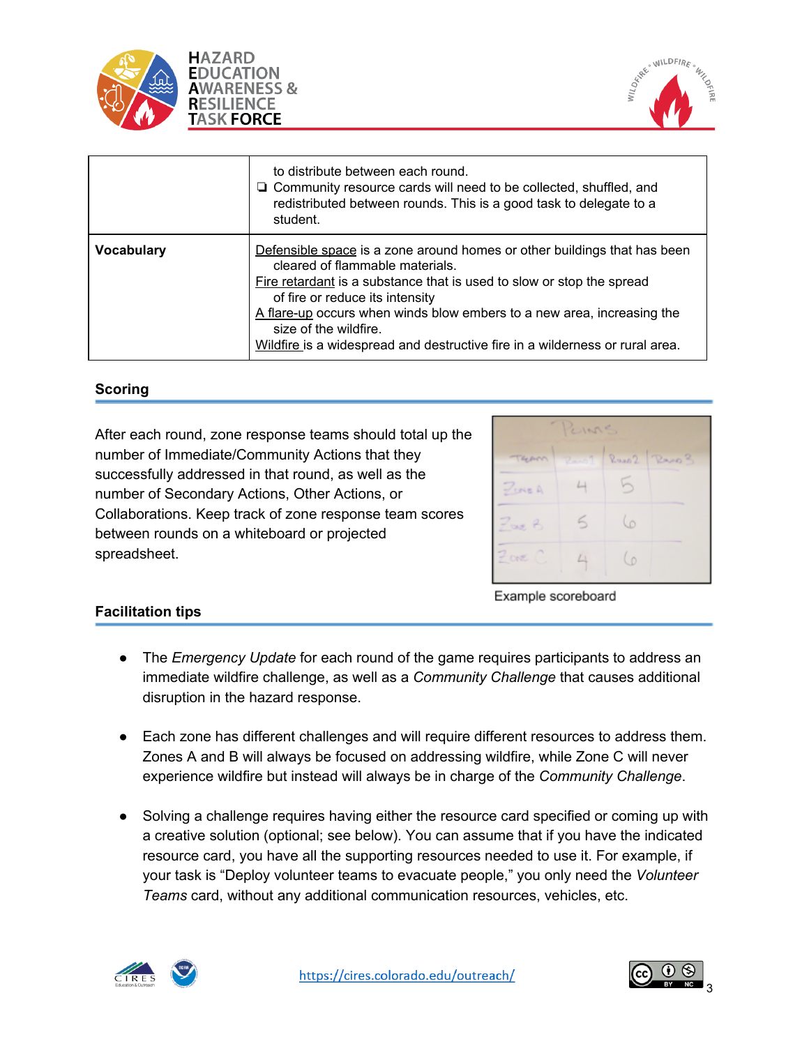| | |
|---|---|
| | to distribute between each round.<br>❏ Community resource cards will need to be collected, shuffled, and redistributed between rounds. This is a good task to delegate to a student. |
| **Vocabulary** | Defensible space is a zone around homes or other buildings that has been cleared of flammable materials.<br>Fire retardant is a substance that is used to slow or stop the spread of fire or reduce its intensity<br>A flare-up occurs when winds blow embers to a new area, increasing the size of the wildfire.<br>Wildfire is a widespread and destructive fire in a wilderness or rural area. |

## Scoring

After each round, zone response teams should total up the number of Immediate/Community Actions that they successfully addressed in that round, as well as the number of Secondary Actions, Other Actions, or Collaborations. Keep track of zone response team scores between rounds on a whiteboard or projected spreadsheet.

Points

| Team | Round 1 | Round 2 | Round 3 |
|---|---|---|---|
| Zone A | 4 | 5 | |
| Zone B | 5 | 6 | |
| Zone C | 4 | 6 | |

Example scoreboard

## Facilitation tips

- The *Emergency Update* for each round of the game requires participants to address an immediate wildfire challenge, as well as a *Community Challenge* that causes additional disruption in the hazard response.
- Each zone has different challenges and will require different resources to address them. Zones A and B will always be focused on addressing wildfire, while Zone C will never experience wildfire but instead will always be in charge of the *Community Challenge*.
- Solving a challenge requires having either the resource card specified or coming up with a creative solution (optional; see below). You can assume that if you have the indicated resource card, you have all the supporting resources needed to use it. For example, if your task is "Deploy volunteer teams to evacuate people," you only need the *Volunteer Teams* card, without any additional communication resources, vehicles, etc.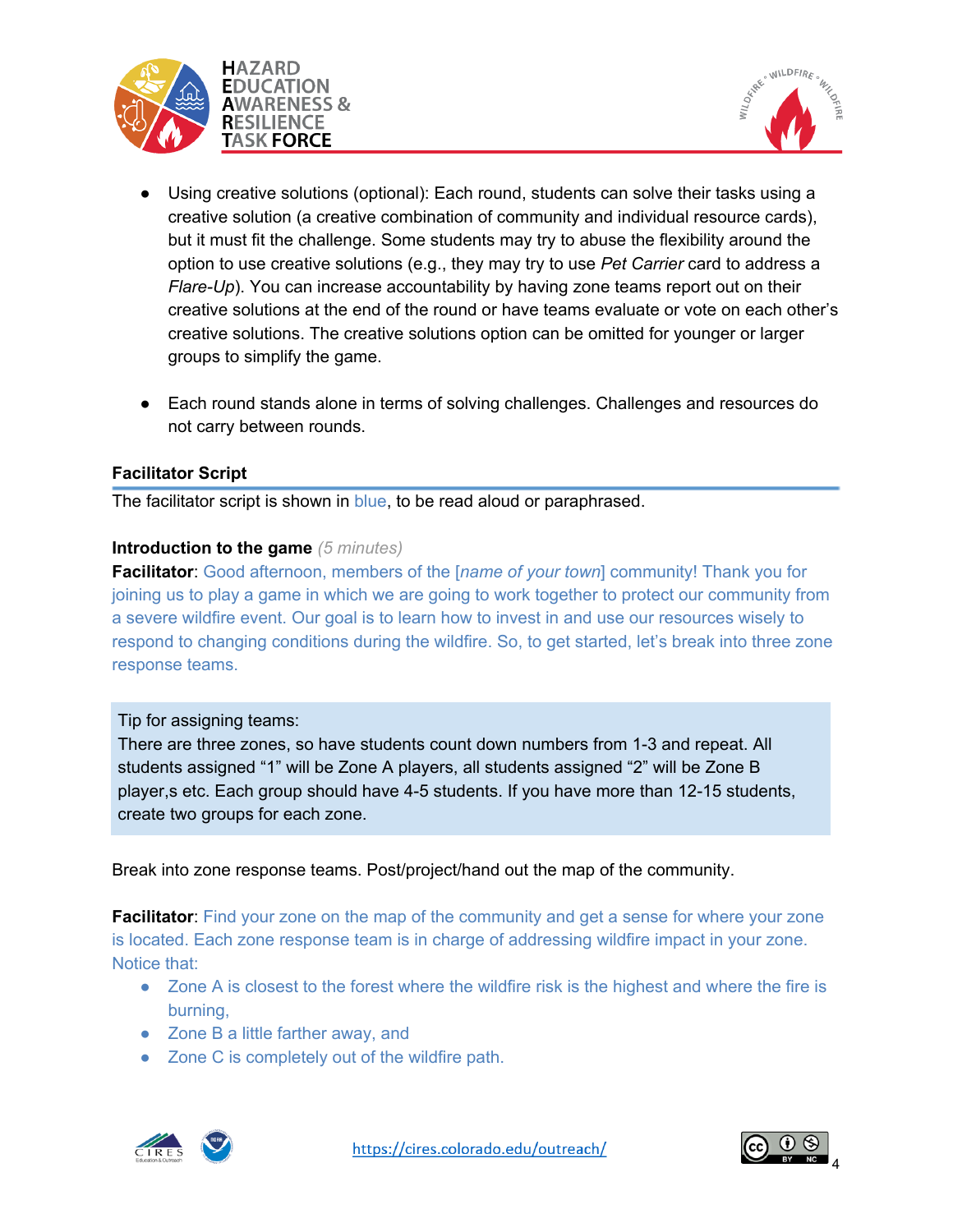- Using creative solutions (optional): Each round, students can solve their tasks using a creative solution (a creative combination of community and individual resource cards), but it must fit the challenge. Some students may try to abuse the flexibility around the option to use creative solutions (e.g., they may try to use *Pet Carrier* card to address a *Flare-Up*). You can increase accountability by having zone teams report out on their creative solutions at the end of the round or have teams evaluate or vote on each other's creative solutions. The creative solutions option can be omitted for younger or larger groups to simplify the game.

- Each round stands alone in terms of solving challenges. Challenges and resources do not carry between rounds.

## Facilitator Script

The facilitator script is shown in blue, to be read aloud or paraphrased.

**Introduction to the game** *(5 minutes)*

**Facilitator**: Good afternoon, members of the [*name of your town*] community! Thank you for joining us to play a game in which we are going to work together to protect our community from a severe wildfire event. Our goal is to learn how to invest in and use our resources wisely to respond to changing conditions during the wildfire. So, to get started, let's break into three zone response teams.

> Tip for assigning teams:
> There are three zones, so have students count down numbers from 1-3 and repeat. All students assigned "1" will be Zone A players, all students assigned "2" will be Zone B player,s etc. Each group should have 4-5 students. If you have more than 12-15 students, create two groups for each zone.

Break into zone response teams. Post/project/hand out the map of the community.

**Facilitator**: Find your zone on the map of the community and get a sense for where your zone is located. Each zone response team is in charge of addressing wildfire impact in your zone. Notice that:

- Zone A is closest to the forest where the wildfire risk is the highest and where the fire is burning,
- Zone B a little farther away, and
- Zone C is completely out of the wildfire path.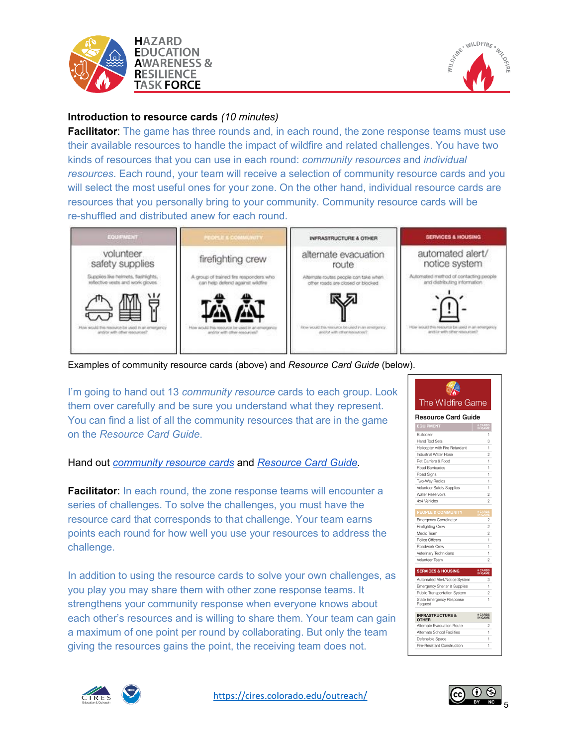**Introduction to resource cards** *(10 minutes)*

**Facilitator**: The game has three rounds and, in each round, the zone response teams must use their available resources to handle the impact of wildfire and related challenges. You have two kinds of resources that you can use in each round: *community resources* and *individual resources*. Each round, your team will receive a selection of community resource cards and you will select the most useful ones for your zone. On the other hand, individual resource cards are resources that you personally bring to your community. Community resource cards will be re-shuffled and distributed anew for each round.

| EQUIPMENT | PEOPLE & COMMUNITY | INFRASTRUCTURE & OTHER | SERVICES & HOUSING |
|---|---|---|---|
| volunteer safety supplies | firefighting crew | alternate evacuation route | automated alert/ notice system |
| Supplies like helmets, flashlights, reflective vests and work gloves | A group of trained fire responders who can help defend against wildfire | Alternate routes people can take when other roads are closed or blocked | Automated method of contacting people and distributing information |
| How would this resource be used in an emergency and/or with other resources? | How would this resource be used in an emergency and/or with other resources? | How would this resource be used in an emergency and/or with other resources? | How would this resource be used in an emergency and/or with other resources? |

Examples of community resource cards (above) and *Resource Card Guide* (below).

I'm going to hand out 13 *community resource* cards to each group. Look them over carefully and be sure you understand what they represent. You can find a list of all the community resources that are in the game on the *Resource Card Guide*.

Hand out [community resource cards]() and [Resource Card Guide]().

**Facilitator**: In each round, the zone response teams will encounter a series of challenges. To solve the challenges, you must have the resource card that corresponds to that challenge. Your team earns points each round for how well you use your resources to address the challenge.

In addition to using the resource cards to solve your own challenges, as you play you may share them with other zone response teams. It strengthens your community response when everyone knows about each other's resources and is willing to share them. Your team can gain a maximum of one point per round by collaborating. But only the team giving the resources gains the point, the receiving team does not.

**The Wildfire Game**

**Resource Card Guide**

| EQUIPMENT | # CARDS IN GAME |
|---|---|
| Bulldozer | 1 |
| Hand Tool Sets | 3 |
| Helicopter with Fire Retardant | 1 |
| Industrial Water Hose | 2 |
| Pet Carriers & Food | 1 |
| Road Barricades | 1 |
| Road Signs | 1 |
| Two-Way Radios | 1 |
| Volunteer Safety Supplies | 1 |
| Water Reservoirs | 2 |
| 4x4 Vehicles | 2 |
| **PEOPLE & COMMUNITY** | **# CARDS IN GAME** |
| Emergency Coordinator | 2 |
| Firefighting Crew | 2 |
| Medic Team | 2 |
| Police Officers | 1 |
| Roadwork Crew | 1 |
| Veterinary Technicians | 1 |
| Volunteer Team | 2 |
| **SERVICES & HOUSING** | **# CARDS IN GAME** |
| Automated Alert/Notice System | 3 |
| Emergency Shelter & Supplies | 1 |
| Public Transportation System | 2 |
| State Emergency Response Request | 1 |
| **INFRASTRUCTURE & OTHER** | **# CARDS IN GAME** |
| Alternate Evacuation Route | 2 |
| Alternate School Facilities | 1 |
| Defensible Space | 1 |
| Fire-Resistant Construction | 1 |

https://cires.colorado.edu/outreach/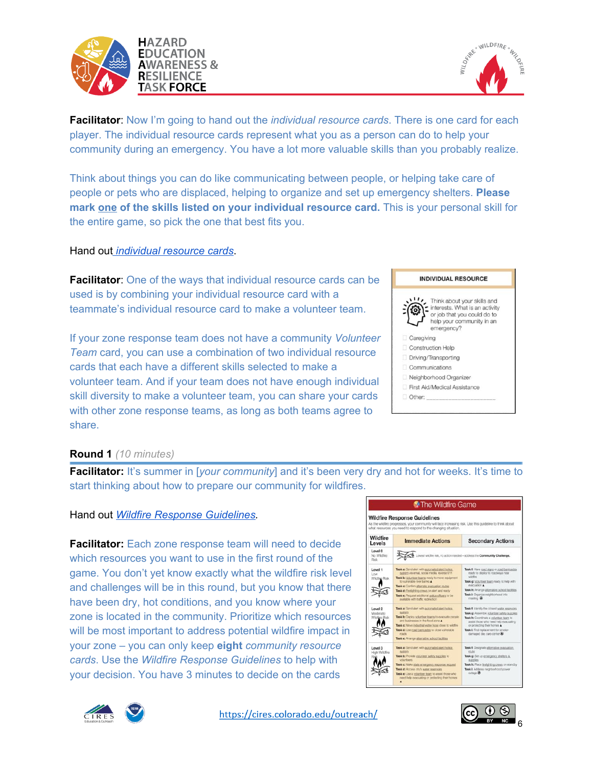**Facilitator**: Now I'm going to hand out the *individual resource cards*. There is one card for each player. The individual resource cards represent what you as a person can do to help your community during an emergency. You have a lot more valuable skills than you probably realize.

Think about things you can do like communicating between people, or helping take care of people or pets who are displaced, helping to organize and set up emergency shelters. **Please mark one of the skills listed on your individual resource card.** This is your personal skill for the entire game, so pick the one that best fits you.

Hand out *individual resource cards*.

**Facilitator**: One of the ways that individual resource cards can be used is by combining your individual resource card with a teammate's individual resource card to make a volunteer team.

If your zone response team does not have a community *Volunteer Team* card, you can use a combination of two individual resource cards that each have a different skills selected to make a volunteer team. And if your team does not have enough individual skill diversity to make a volunteer team, you can share your cards with other zone response teams, as long as both teams agree to share.

INDIVIDUAL RESOURCE

Think about your skills and interests. What is an activity or job that you could do to help your community in an emergency?

- ☐ Caregiving
- ☐ Construction Help
- ☐ Driving/Transporting
- ☐ Communications
- ☐ Neighborhood Organizer
- ☐ First Aid/Medical Assistance
- ☐ Other: ___________________

## Round 1 *(10 minutes)*

**Facilitator:** It's summer in [*your community*] and it's been very dry and hot for weeks. It's time to start thinking about how to prepare our community for wildfires.

Hand out *Wildfire Response Guidelines*.

**Facilitator:** Each zone response team will need to decide which resources you want to use in the first round of the game. You don't yet know exactly what the wildfire risk level and challenges will be in this round, but you know that there have been dry, hot conditions, and you know where your zone is located in the community. Prioritize which resources will be most important to address potential wildfire impact in your zone – you can only keep **eight** *community resource cards*. Use the *Wildfire Response Guidelines* to help with your decision. You have 3 minutes to decide on the cards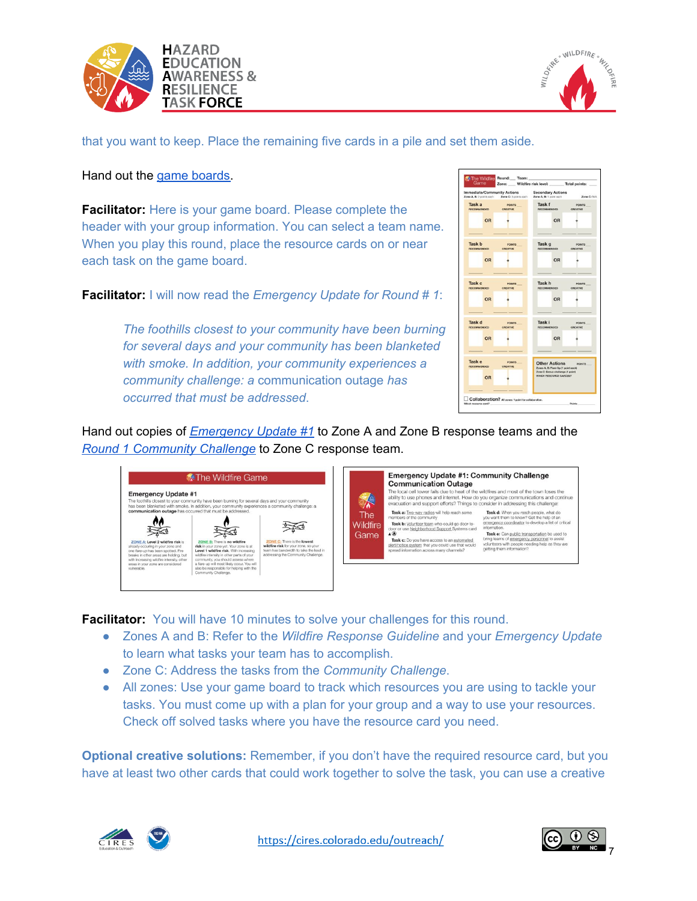that you want to keep. Place the remaining five cards in a pile and set them aside.

Hand out the game boards.

**Facilitator:** Here is your game board. Please complete the header with your group information. You can select a team name. When you play this round, place the resource cards on or near each task on the game board.

**Facilitator:** I will now read the *Emergency Update for Round # 1*:

> *The foothills closest to your community have been burning for several days and your community has been blanketed with smoke. In addition, your community experiences a community challenge: a* communication outage *has occurred that must be addressed.*

Hand out copies of *Emergency Update #1* to Zone A and Zone B response teams and the *Round 1 Community Challenge* to Zone C response team.

**Facilitator:** You will have 10 minutes to solve your challenges for this round.

- Zones A and B: Refer to the *Wildfire Response Guideline* and your *Emergency Update* to learn what tasks your team has to accomplish.
- Zone C: Address the tasks from the *Community Challenge*.
- All zones: Use your game board to track which resources you are using to tackle your tasks. You must come up with a plan for your group and a way to use your resources. Check off solved tasks where you have the resource card you need.

**Optional creative solutions:** Remember, if you don't have the required resource card, but you have at least two other cards that could work together to solve the task, you can use a creative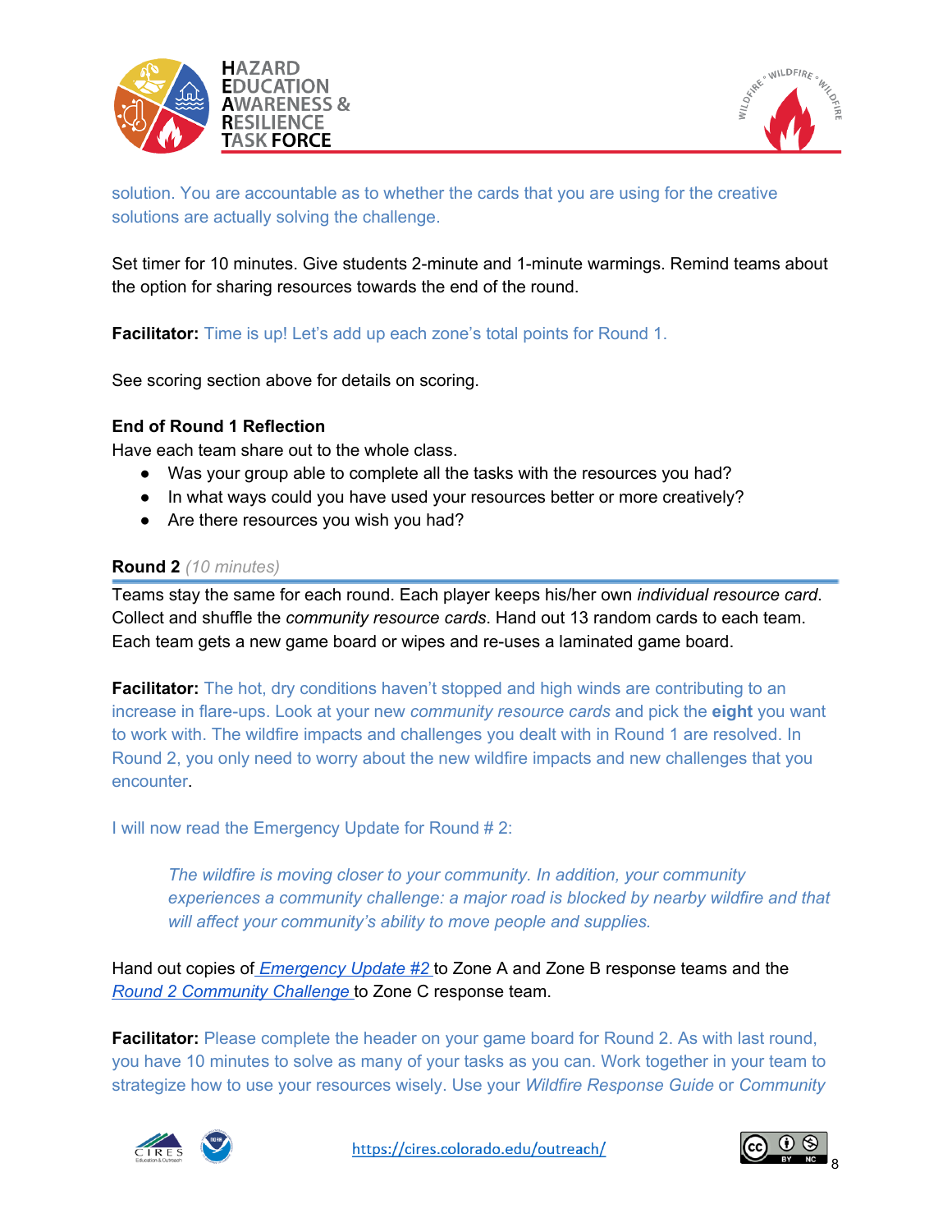solution. You are accountable as to whether the cards that you are using for the creative solutions are actually solving the challenge.

Set timer for 10 minutes. Give students 2-minute and 1-minute warmings. Remind teams about the option for sharing resources towards the end of the round.

**Facilitator:** Time is up! Let's add up each zone's total points for Round 1.

See scoring section above for details on scoring.

**End of Round 1 Reflection**

Have each team share out to the whole class.

- Was your group able to complete all the tasks with the resources you had?
- In what ways could you have used your resources better or more creatively?
- Are there resources you wish you had?

### Round 2 *(10 minutes)*

Teams stay the same for each round. Each player keeps his/her own *individual resource card*. Collect and shuffle the *community resource cards*. Hand out 13 random cards to each team. Each team gets a new game board or wipes and re-uses a laminated game board.

**Facilitator:** The hot, dry conditions haven't stopped and high winds are contributing to an increase in flare-ups. Look at your new *community resource cards* and pick the **eight** you want to work with. The wildfire impacts and challenges you dealt with in Round 1 are resolved. In Round 2, you only need to worry about the new wildfire impacts and new challenges that you encounter.

I will now read the Emergency Update for Round # 2:

> *The wildfire is moving closer to your community. In addition, your community experiences a community challenge: a major road is blocked by nearby wildfire and that will affect your community's ability to move people and supplies.*

Hand out copies of *Emergency Update #2* to Zone A and Zone B response teams and the *Round 2 Community Challenge* to Zone C response team.

**Facilitator:** Please complete the header on your game board for Round 2. As with last round, you have 10 minutes to solve as many of your tasks as you can. Work together in your team to strategize how to use your resources wisely. Use your *Wildfire Response Guide* or *Community*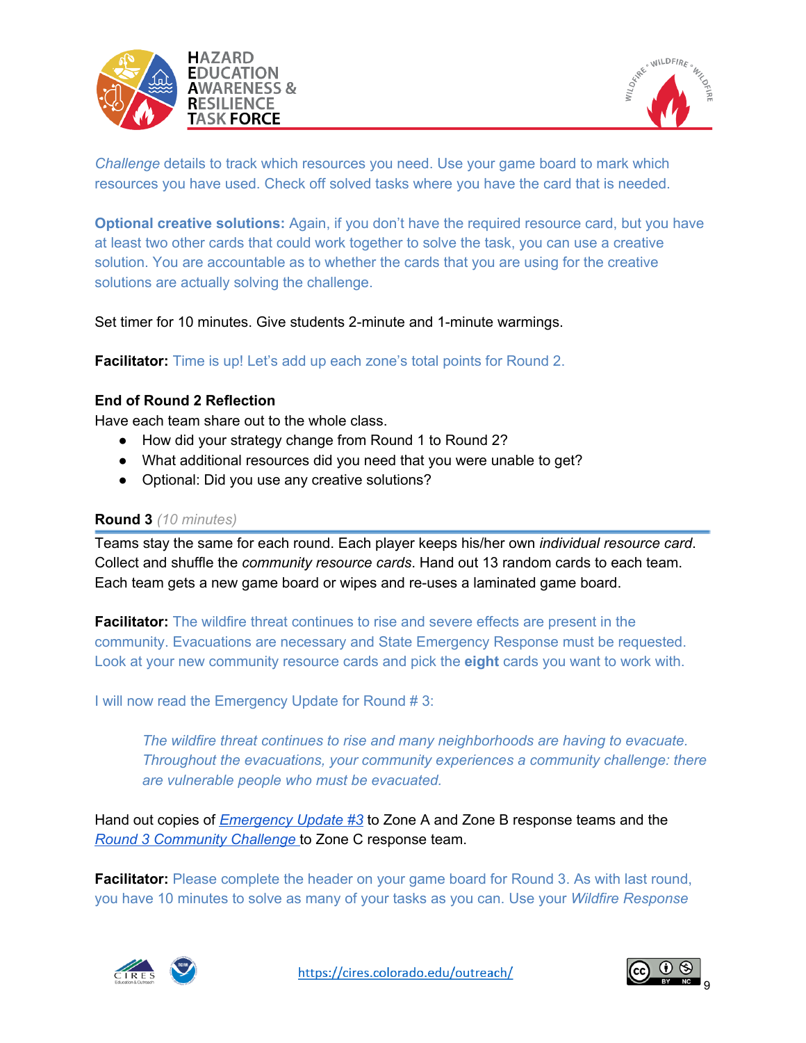*Challenge* details to track which resources you need. Use your game board to mark which resources you have used. Check off solved tasks where you have the card that is needed.

**Optional creative solutions:** Again, if you don't have the required resource card, but you have at least two other cards that could work together to solve the task, you can use a creative solution. You are accountable as to whether the cards that you are using for the creative solutions are actually solving the challenge.

Set timer for 10 minutes. Give students 2-minute and 1-minute warmings.

**Facilitator:** Time is up! Let's add up each zone's total points for Round 2.

**End of Round 2 Reflection**

Have each team share out to the whole class.

- How did your strategy change from Round 1 to Round 2?
- What additional resources did you need that you were unable to get?
- Optional: Did you use any creative solutions?

### Round 3 *(10 minutes)*

Teams stay the same for each round. Each player keeps his/her own *individual resource card*. Collect and shuffle the *community resource cards*. Hand out 13 random cards to each team. Each team gets a new game board or wipes and re-uses a laminated game board.

**Facilitator:** The wildfire threat continues to rise and severe effects are present in the community. Evacuations are necessary and State Emergency Response must be requested. Look at your new community resource cards and pick the **eight** cards you want to work with.

I will now read the Emergency Update for Round # 3:

> *The wildfire threat continues to rise and many neighborhoods are having to evacuate. Throughout the evacuations, your community experiences a community challenge: there are vulnerable people who must be evacuated.*

Hand out copies of *Emergency Update #3* to Zone A and Zone B response teams and the *Round 3 Community Challenge* to Zone C response team.

**Facilitator:** Please complete the header on your game board for Round 3. As with last round, you have 10 minutes to solve as many of your tasks as you can. Use your *Wildfire Response*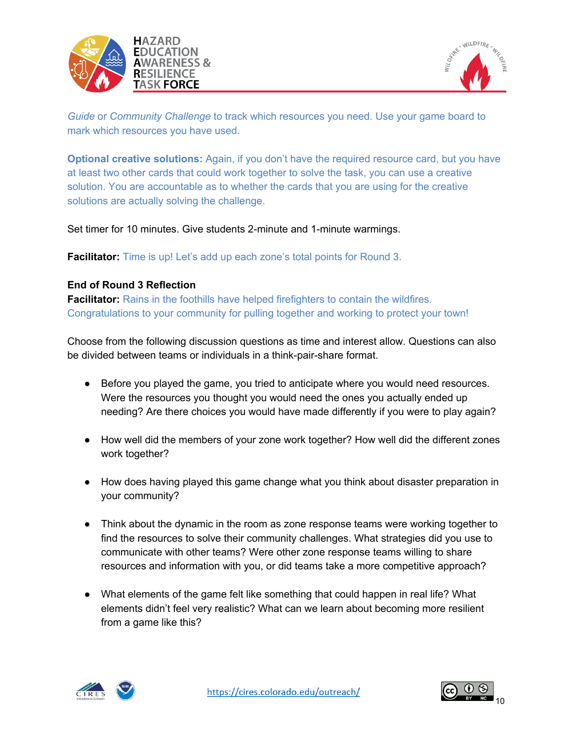*Guide* or *Community Challenge* to track which resources you need. Use your game board to mark which resources you have used.

**Optional creative solutions:** Again, if you don't have the required resource card, but you have at least two other cards that could work together to solve the task, you can use a creative solution. You are accountable as to whether the cards that you are using for the creative solutions are actually solving the challenge.

Set timer for 10 minutes. Give students 2-minute and 1-minute warmings.

**Facilitator:** Time is up! Let's add up each zone's total points for Round 3.

**End of Round 3 Reflection**

**Facilitator:** Rains in the foothills have helped firefighters to contain the wildfires. Congratulations to your community for pulling together and working to protect your town!

Choose from the following discussion questions as time and interest allow. Questions can also be divided between teams or individuals in a think-pair-share format.

- Before you played the game, you tried to anticipate where you would need resources. Were the resources you thought you would need the ones you actually ended up needing? Are there choices you would have made differently if you were to play again?
- How well did the members of your zone work together? How well did the different zones work together?
- How does having played this game change what you think about disaster preparation in your community?
- Think about the dynamic in the room as zone response teams were working together to find the resources to solve their community challenges. What strategies did you use to communicate with other teams? Were other zone response teams willing to share resources and information with you, or did teams take a more competitive approach?
- What elements of the game felt like something that could happen in real life? What elements didn't feel very realistic? What can we learn about becoming more resilient from a game like this?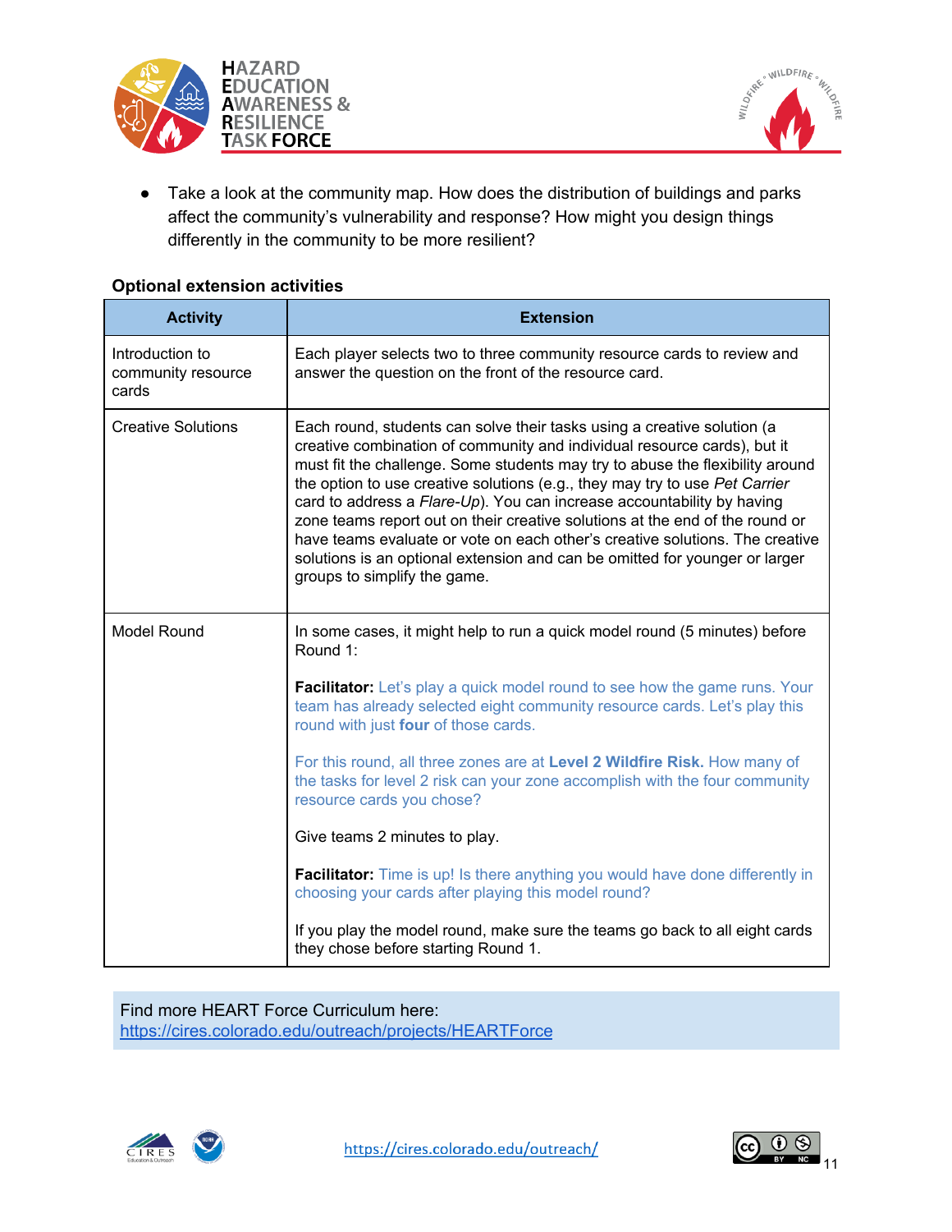- Take a look at the community map. How does the distribution of buildings and parks affect the community's vulnerability and response? How might you design things differently in the community to be more resilient?

**Optional extension activities**

| Activity | Extension |
|---|---|
| Introduction to community resource cards | Each player selects two to three community resource cards to review and answer the question on the front of the resource card. |
| Creative Solutions | Each round, students can solve their tasks using a creative solution (a creative combination of community and individual resource cards), but it must fit the challenge. Some students may try to abuse the flexibility around the option to use creative solutions (e.g., they may try to use *Pet Carrier* card to address a *Flare-Up*). You can increase accountability by having zone teams report out on their creative solutions at the end of the round or have teams evaluate or vote on each other's creative solutions. The creative solutions is an optional extension and can be omitted for younger or larger groups to simplify the game. |
| Model Round | In some cases, it might help to run a quick model round (5 minutes) before Round 1:<br><br>**Facilitator:** Let's play a quick model round to see how the game runs. Your team has already selected eight community resource cards. Let's play this round with just **four** of those cards.<br><br>For this round, all three zones are at **Level 2 Wildfire Risk.** How many of the tasks for level 2 risk can your zone accomplish with the four community resource cards you chose?<br><br>Give teams 2 minutes to play.<br><br>**Facilitator:** Time is up! Is there anything you would have done differently in choosing your cards after playing this model round?<br><br>If you play the model round, make sure the teams go back to all eight cards they chose before starting Round 1. |

Find more HEART Force Curriculum here:
https://cires.colorado.edu/outreach/projects/HEARTForce